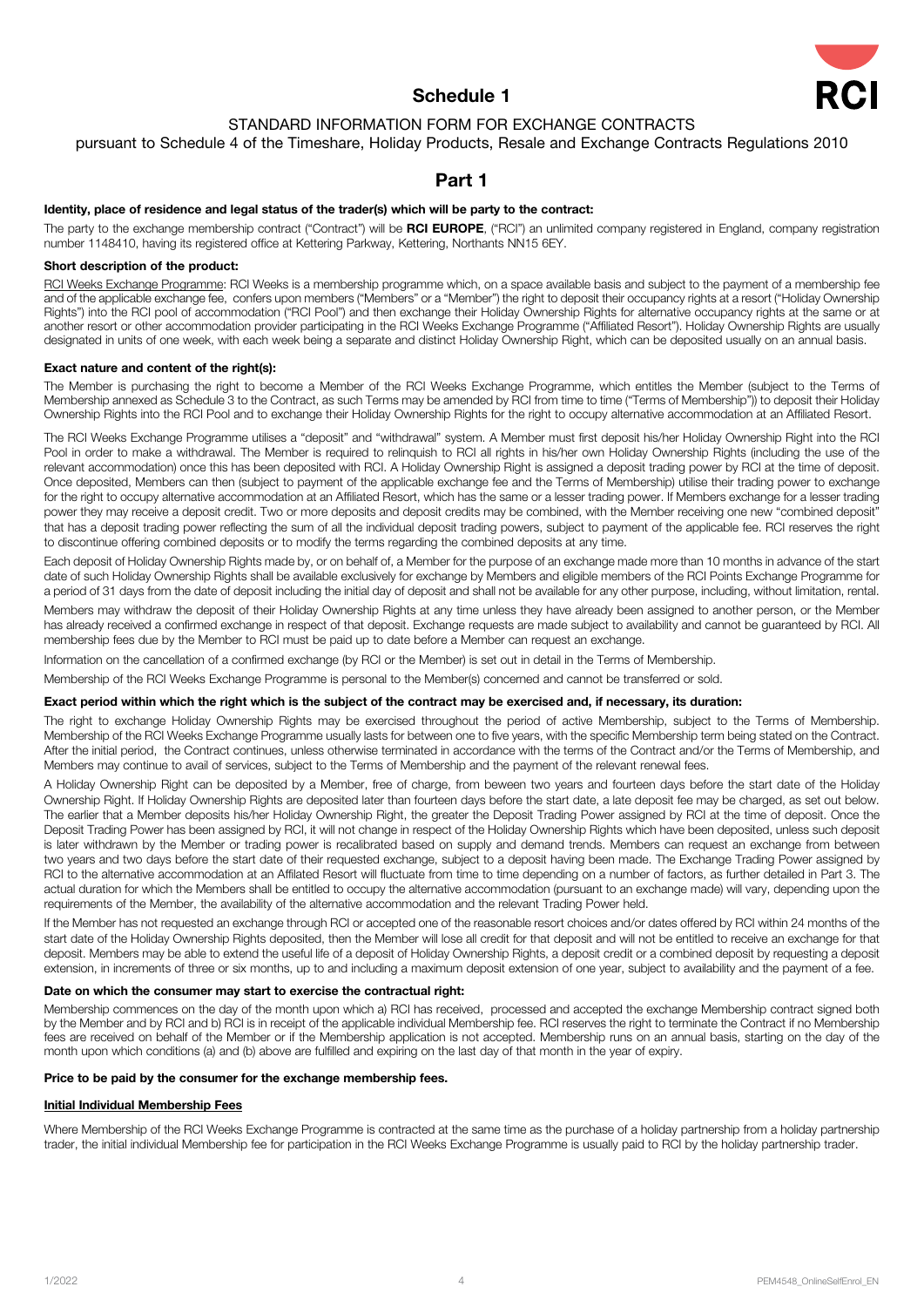# Schedule 1

STANDARD INFORMATION FORM FOR EXCHANGE CONTRACTS

pursuant to Schedule 4 of the Timeshare, Holiday Products, Resale and Exchange Contracts Regulations 2010

## Part 1

**Identity, place of residence and legal status of the trader(s) which will be party to the contract:**

The party to the exchange membership contract ("Contract") will be **RCI EUROPE**, ("RCI") an unlimited company registered in England, company registration number 1148410, having its registered office at Kettering Parkway, Kettering, Northants NN15 6EY.

**Short description of the product:**

RCI Weeks Exchange Programme: RCI Weeks is a membership programme which, on a space available basis and subject to the payment of a membership fee and of the applicable exchange fee, confers upon members ("Members" or a "Member") the right to deposit their occupancy rights at a resort ("Holiday Ownership Rights") into the RCI pool of accommodation ("RCI Pool") and then exchange their Holiday Ownership Rights for alternative occupancy rights at the same or at another resort or other accommodation provider participating in the RCI Weeks Exchange Programme ("Affiliated Resort"). Holiday Ownership Rights are usually designated in units of one week, with each week being a separate and distinct Holiday Ownership Right, which can be deposited usually on an annual basis.

**Exact nature and content of the right(s):**

The Member is purchasing the right to become a Member of the RCI Weeks Exchange Programme, which entitles the Member (subject to the Terms of Membership annexed as Schedule 3 to the Contract, as such Terms may be amended by RCI from time to time ("Terms of Membership")) to deposit their Holiday Ownership Rights into the RCI Pool and to exchange their Holiday Ownership Rights for the right to occupy alternative accommodation at an Affiliated Resort.

The RCI Weeks Exchange Programme utilises a "deposit" and "withdrawal" system. A Member must first deposit his/her Holiday Ownership Right into the RCI Pool in order to make a withdrawal. The Member is required to relinquish to RCI all rights in his/her own Holiday Ownership Rights (including the use of the relevant accommodation) once this has been deposited with RCI. A Holiday Ownership Right is assigned a deposit trading power by RCI at the time of deposit. Once deposited, Members can then (subject to payment of the applicable exchange fee and the Terms of Membership) utilise their trading power to exchange for the right to occupy alternative accommodation at an Affiliated Resort, which has the same or a lesser trading power. If Members exchange for a lesser trading power they may receive a deposit credit. Two or more deposits and deposit credits may be combined, with the Member receiving one new "combined deposit" that has a deposit trading power reflecting the sum of all the individual deposit trading powers, subject to payment of the applicable fee. RCI reserves the right to discontinue offering combined deposits or to modify the terms regarding the combined deposits at any time.

Each deposit of Holiday Ownership Rights made by, or on behalf of, a Member for the purpose of an exchange made more than 10 months in advance of the start date of such Holiday Ownership Rights shall be available exclusively for exchange by Members and eligible members of the RCI Points Exchange Programme for a period of 31 days from the date of deposit including the initial day of deposit and shall not be available for any other purpose, including, without limitation, rental.

Members may withdraw the deposit of their Holiday Ownership Rights at any time unless they have already been assigned to another person, or the Member has already received a confirmed exchange in respect of that deposit. Exchange requests are made subject to availability and cannot be guaranteed by RCI. All membership fees due by the Member to RCI must be paid up to date before a Member can request an exchange.

Information on the cancellation of a confirmed exchange (by RCI or the Member) is set out in detail in the Terms of Membership.

Membership of the RCI Weeks Exchange Programme is personal to the Member(s) concerned and cannot be transferred or sold.

**Exact period within which the right which is the subject of the contract may be exercised and, if necessary, its duration:**

The right to exchange Holiday Ownership Rights may be exercised throughout the period of active Membership, subject to the Terms of Membership. Membership of the RCI Weeks Exchange Programme usually lasts for between one to five years, with the specific Membership term being stated on the Contract. After the initial period, the Contract continues, unless otherwise terminated in accordance with the terms of the Contract and/or the Terms of Membership, and Members may continue to avail of services, subject to the Terms of Membership and the payment of the relevant renewal fees.

A Holiday Ownership Right can be deposited by a Member, free of charge, from beween two years and fourteen days before the start date of the Holiday Ownership Right. If Holiday Ownership Rights are deposited later than fourteen days before the start date, a late deposit fee may be charged, as set out below. The earlier that a Member deposits his/her Holiday Ownership Right, the greater the Deposit Trading Power assigned by RCI at the time of deposit. Once the Deposit Trading Power has been assigned by RCI, it will not change in respect of the Holiday Ownership Rights which have been deposited, unless such deposit is later withdrawn by the Member or trading power is recalibrated based on supply and demand trends. Members can request an exchange from between two years and two days before the start date of their requested exchange, subject to a deposit having been made. The Exchange Trading Power assigned by RCI to the alternative accommodation at an Affiliated Resort will fluctuate from time to time depending on a number of factors, as further detailed in Part 3. The actual duration for which the Members shall be entitled to occupy the alternative accommodation (pursuant to an exchange made) will vary, depending upon the requirements of the Member, the availability of the alternative accommodation and the relevant Trading Power held.

If the Member has not requested an exchange through RCI or accepted one of the reasonable resort choices and/or dates offered by RCI within 24 months of the start date of the Holiday Ownership Rights deposited, then the Member will lose all credit for that deposit and will not be entitled to receive an exchange for that deposit. Members may be able to extend the useful life of a deposit of Holiday Ownership Rights, a deposit credit or a combined deposit by requesting a deposit extension, in increments of three or six months, up to and including a maximum deposit extension of one year, subject to availability and the payment of a fee.

**Date on which the consumer may start to exercise the contractual right:**

Membership commences on the day of the month upon which a) RCI has received, processed and accepted the exchange Membership contract signed both by the Member and by RCI and b) RCI is in receipt of the applicable individual Membership fee. RCI reserves the right to terminate the Contract if no Membership fees are received on behalf of the Member or if the Membership application is not accepted. Membership runs on an annual basis, starting on the day of the month upon which conditions (a) and (b) above are fulfilled and expiring on the last day of that month in the year of expiry.

**Price to be paid by the consumer for the exchange membership fees.**

**Initial Individual Membership Fees**

Where Membership of the RCI Weeks Exchange Programme is contracted at the same time as the purchase of a holiday partnership from a holiday partnership trader, the initial individual Membership fee for participation in the RCI Weeks Exchange Programme is usually paid to RCI by the holiday partnership trader.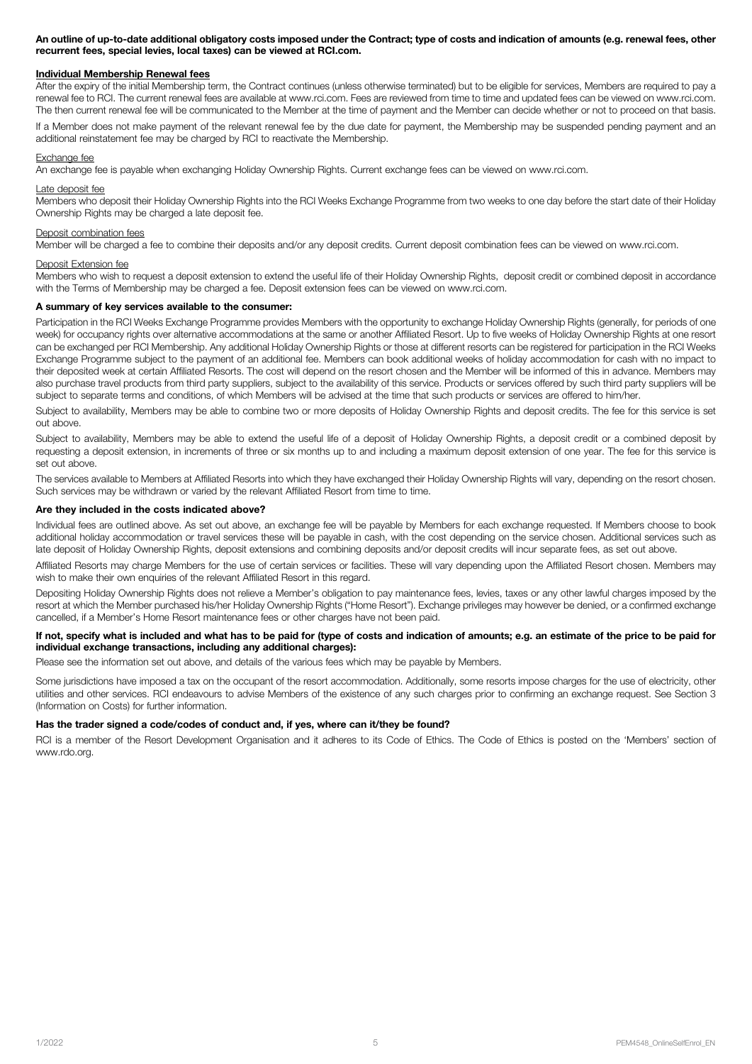**An outline of up-to-date additional obligatory costs imposed under the Contract; type of costs and indication of amounts (e.g. renewal fees, other recurrent fees, special levies, local taxes) can be viewed at RCI.com.**

**Individual Membership Renewal fees**

After the expiry of the initial Membership term, the Contract continues (unless otherwise terminated) but to be eligible for services, Members are required to pay a renewal fee to RCI. The current renewal fees are available at www.rci.com. Fees are reviewed from time to time and updated fees can be viewed on www.rci.com. The then current renewal fee will be communicated to the Member at the time of payment and the Member can decide whether or not to proceed on that basis.

If a Member does not make payment of the relevant renewal fee by the due date for payment, the Membership may be suspended pending payment and an additional reinstatement fee may be charged by RCI to reactivate the Membership.

Exchange fee

An exchange fee is payable when exchanging Holiday Ownership Rights. Current exchange fees can be viewed on www.rci.com.

Late deposit fee

Members who deposit their Holiday Ownership Rights into the RCI Weeks Exchange Programme from two weeks to one day before the start date of their Holiday Ownership Rights may be charged a late deposit fee.

Deposit combination fees

Member will be charged a fee to combine their deposits and/or any deposit credits. Current deposit combination fees can be viewed on www.rci.com.

Deposit Extension fee

Members who wish to request a deposit extension to extend the useful life of their Holiday Ownership Rights, deposit credit or combined deposit in accordance with the Terms of Membership may be charged a fee. Deposit extension fees can be viewed on www.rci.com.

**A summary of key services available to the consumer:**

Participation in the RCI Weeks Exchange Programme provides Members with the opportunity to exchange Holiday Ownership Rights (generally, for periods of one week) for occupancy rights over alternative accommodations at the same or another Affiliated Resort. Up to five weeks of Holiday Ownership Rights at one resort can be exchanged per RCI Membership. Any additional Holiday Ownership Rights or those at different resorts can be registered for participation in the RCI Weeks Exchange Programme subject to the payment of an additional fee. Members can book additional weeks of holiday accommodation for cash with no impact to their deposited week at certain Affiliated Resorts. The cost will depend on the resort chosen and the Member will be informed of this in advance. Members may also purchase travel products from third party suppliers, subject to the availability of this service. Products or services offered by such third party suppliers will be subject to separate terms and conditions, of which Members will be advised at the time that such products or services are offered to him/her.

Subject to availability, Members may be able to combine two or more deposits of Holiday Ownership Rights and deposit credits. The fee for this service is set out above.

Subject to availability, Members may be able to extend the useful life of a deposit of Holiday Ownership Rights, a deposit credit or a combined deposit by requesting a deposit extension, in increments of three or six months up to and including a maximum deposit extension of one year. The fee for this service is set out above.

The services available to Members at Affiliated Resorts into which they have exchanged their Holiday Ownership Rights will vary, depending on the resort chosen. Such services may be withdrawn or varied by the relevant Affiliated Resort from time to time.

**Are they included in the costs indicated above?**

Individual fees are outlined above. As set out above, an exchange fee will be payable by Members for each exchange requested. If Members choose to book additional holiday accommodation or travel services these will be payable in cash, with the cost depending on the service chosen. Additional services such as late deposit of Holiday Ownership Rights, deposit extensions and combining deposits and/or deposit credits will incur separate fees, as set out above.

Affiliated Resorts may charge Members for the use of certain services or facilities. These will vary depending upon the Affiliated Resort chosen. Members may wish to make their own enquiries of the relevant Affiliated Resort in this regard.

Depositing Holiday Ownership Rights does not relieve a Member's obligation to pay maintenance fees, levies, taxes or any other lawful charges imposed by the resort at which the Member purchased his/her Holiday Ownership Rights ("Home Resort"). Exchange privileges may however be denied, or a confirmed exchange cancelled, if a Member's Home Resort maintenance fees or other charges have not been paid.

**If not, specify what is included and what has to be paid for (type of costs and indication of amounts; e.g. an estimate of the price to be paid for individual exchange transactions, including any additional charges):**

Please see the information set out above, and details of the various fees which may be payable by Members.

Some jurisdictions have imposed a tax on the occupant of the resort accommodation. Additionally, some resorts impose charges for the use of electricity, other utilities and other services. RCI endeavours to advise Members of the existence of any such charges prior to confirming an exchange request. See Section 3 (Information on Costs) for further information.

**Has the trader signed a code/codes of conduct and, if yes, where can it/they be found?**

RCI is a member of the Resort Development Organisation and it adheres to its Code of Ethics. The Code of Ethics is posted on the 'Members' section of www.rdo.org.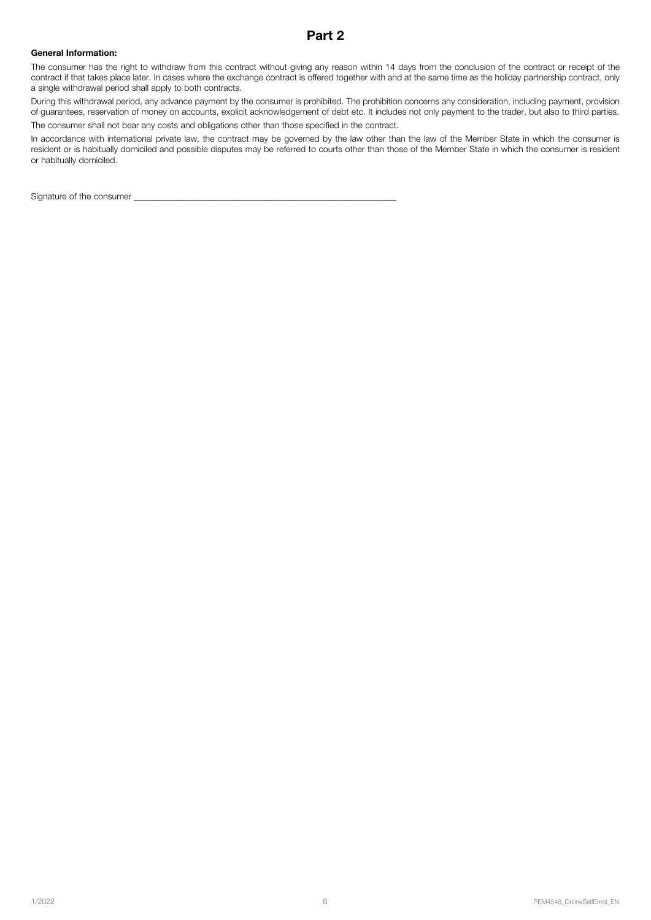# Part 2

**General Information:**

The consumer has the right to withdraw from this contract without giving any reason within 14 days from the conclusion of the contract or receipt of the contract if that takes place later. In cases where the exchange contract is offered together with and at the same time as the holiday partnership contract, only a single withdrawal period shall apply to both contracts.

During this withdrawal period, any advance payment by the consumer is prohibited. The prohibition concerns any consideration, including payment, provision of guarantees, reservation of money on accounts, explicit acknowledgement of debt etc. It includes not only payment to the trader, but also to third parties.

The consumer shall not bear any costs and obligations other than those specified in the contract.

In accordance with international private law, the contract may be governed by the law other than the law of the Member State in which the consumer is resident or is habitually domiciled and possible disputes may be referred to courts other than those of the Member State in which the consumer is resident or habitually domiciled.

Signature of the consumer ___________________________________________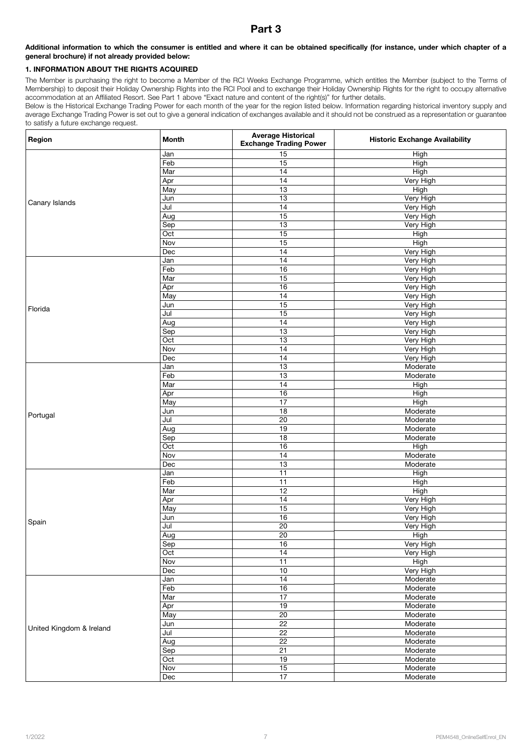# Part 3

**Additional information to which the consumer is entitled and where it can be obtained specifically (for instance, under which chapter of a general brochure) if not already provided below:**

**1. INFORMATION ABOUT THE RIGHTS ACQUIRED**

The Member is purchasing the right to become a Member of the RCI Weeks Exchange Programme, which entitles the Member (subject to the Terms of Membership) to deposit their Holiday Ownership Rights into the RCI Pool and to exchange their Holiday Ownership Rights for the right to occupy alternative accommodation at an Affiliated Resort. See Part 1 above "Exact nature and content of the right(s)" for further details.

Below is the Historical Exchange Trading Power for each month of the year for the region listed below. Information regarding historical inventory supply and average Exchange Trading Power is set out to give a general indication of exchanges available and it should not be construed as a representation or guarantee to satisfy a future exchange request.

| Region | Month | Average Historical Exchange Trading Power | Historic Exchange Availability |
|---|---|---|---|
| Canary Islands | Jan | 15 | High |
| | Feb | 15 | High |
| | Mar | 14 | High |
| | Apr | 14 | Very High |
| | May | 13 | High |
| | Jun | 13 | Very High |
| | Jul | 14 | Very High |
| | Aug | 15 | Very High |
| | Sep | 13 | Very High |
| | Oct | 15 | High |
| | Nov | 15 | High |
| | Dec | 14 | Very High |
| Florida | Jan | 14 | Very High |
| | Feb | 16 | Very High |
| | Mar | 15 | Very High |
| | Apr | 16 | Very High |
| | May | 14 | Very High |
| | Jun | 15 | Very High |
| | Jul | 15 | Very High |
| | Aug | 14 | Very High |
| | Sep | 13 | Very High |
| | Oct | 13 | Very High |
| | Nov | 14 | Very High |
| | Dec | 14 | Very High |
| Portugal | Jan | 13 | Moderate |
| | Feb | 13 | Moderate |
| | Mar | 14 | High |
| | Apr | 16 | High |
| | May | 17 | High |
| | Jun | 18 | Moderate |
| | Jul | 20 | Moderate |
| | Aug | 19 | Moderate |
| | Sep | 18 | Moderate |
| | Oct | 16 | High |
| | Nov | 14 | Moderate |
| | Dec | 13 | Moderate |
| Spain | Jan | 11 | High |
| | Feb | 11 | High |
| | Mar | 12 | High |
| | Apr | 14 | Very High |
| | May | 15 | Very High |
| | Jun | 16 | Very High |
| | Jul | 20 | Very High |
| | Aug | 20 | High |
| | Sep | 16 | Very High |
| | Oct | 14 | Very High |
| | Nov | 11 | High |
| | Dec | 10 | Very High |
| United Kingdom & Ireland | Jan | 14 | Moderate |
| | Feb | 16 | Moderate |
| | Mar | 17 | Moderate |
| | Apr | 19 | Moderate |
| | May | 20 | Moderate |
| | Jun | 22 | Moderate |
| | Jul | 22 | Moderate |
| | Aug | 22 | Moderate |
| | Sep | 21 | Moderate |
| | Oct | 19 | Moderate |
| | Nov | 15 | Moderate |
| | Dec | 17 | Moderate |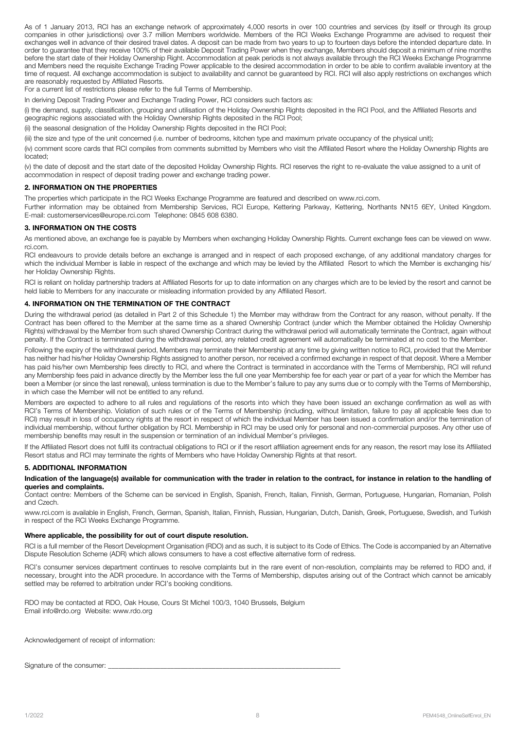As of 1 January 2013, RCI has an exchange network of approximately 4,000 resorts in over 100 countries and services (by itself or through its group companies in other jurisdictions) over 3.7 million Members worldwide. Members of the RCI Weeks Exchange Programme are advised to request their exchanges well in advance of their desired travel dates. A deposit can be made from two years to up to fourteen days before the intended departure date. In order to guarantee that they receive 100% of their available Deposit Trading Power when they exchange, Members should deposit a minimum of nine months before the start date of their Holiday Ownership Right. Accommodation at peak periods is not always available through the RCI Weeks Exchange Programme and Members need the requisite Exchange Trading Power applicable to the desired accommodation in order to be able to confirm available inventory at the time of request. All exchange accommodation is subject to availability and cannot be guaranteed by RCI. RCI will also apply restrictions on exchanges which are reasonably requested by Affiliated Resorts.

For a current list of restrictions please refer to the full Terms of Membership.

In deriving Deposit Trading Power and Exchange Trading Power, RCI considers such factors as:

(i) the demand, supply, classification, grouping and utilisation of the Holiday Ownership Rights deposited in the RCI Pool, and the Affiliated Resorts and geographic regions associated with the Holiday Ownership Rights deposited in the RCI Pool;

(ii) the seasonal designation of the Holiday Ownership Rights deposited in the RCI Pool;

(iii) the size and type of the unit concerned (i.e. number of bedrooms, kitchen type and maximum private occupancy of the physical unit);

(iv) comment score cards that RCI compiles from comments submitted by Members who visit the Affiliated Resort where the Holiday Ownership Rights are located;

(v) the date of deposit and the start date of the deposited Holiday Ownership Rights. RCI reserves the right to re-evaluate the value assigned to a unit of accommodation in respect of deposit trading power and exchange trading power.

## 2. INFORMATION ON THE PROPERTIES

The properties which participate in the RCI Weeks Exchange Programme are featured and described on www.rci.com.

Further information may be obtained from Membership Services, RCI Europe, Kettering Parkway, Kettering, Northants NN15 6EY, United Kingdom. E-mail: customerservices@europe.rci.com Telephone: 0845 608 6380.

## 3. INFORMATION ON THE COSTS

As mentioned above, an exchange fee is payable by Members when exchanging Holiday Ownership Rights. Current exchange fees can be viewed on www.rci.com.

RCI endeavours to provide details before an exchange is arranged and in respect of each proposed exchange, of any additional mandatory charges for which the individual Member is liable in respect of the exchange and which may be levied by the Affiliated Resort to which the Member is exchanging his/her Holiday Ownership Rights.

RCI is reliant on holiday partnership traders at Affiliated Resorts for up to date information on any charges which are to be levied by the resort and cannot be held liable to Members for any inaccurate or misleading information provided by any Affiliated Resort.

## 4. INFORMATION ON THE TERMINATION OF THE CONTRACT

During the withdrawal period (as detailed in Part 2 of this Schedule 1) the Member may withdraw from the Contract for any reason, without penalty. If the Contract has been offered to the Member at the same time as a shared Ownership Contract (under which the Member obtained the Holiday Ownership Rights) withdrawal by the Member from such shared Ownership Contract during the withdrawal period will automatically terminate the Contract, again without penalty. If the Contract is terminated during the withdrawal period, any related credit agreement will automatically be terminated at no cost to the Member.

Following the expiry of the withdrawal period, Members may terminate their Membership at any time by giving written notice to RCI, provided that the Member has neither had his/her Holiday Ownership Rights assigned to another person, nor received a confirmed exchange in respect of that deposit. Where a Member has paid his/her own Membership fees directly to RCI, and where the Contract is terminated in accordance with the Terms of Membership, RCI will refund any Membership fees paid in advance directly by the Member less the full one year Membership fee for each year or part of a year for which the Member has been a Member (or since the last renewal), unless termination is due to the Member's failure to pay any sums due or to comply with the Terms of Membership, in which case the Member will not be entitled to any refund.

Members are expected to adhere to all rules and regulations of the resorts into which they have been issued an exchange confirmation as well as with RCI's Terms of Membership. Violation of such rules or of the Terms of Membership (including, without limitation, failure to pay all applicable fees due to RCI) may result in loss of occupancy rights at the resort in respect of which the individual Member has been issued a confirmation and/or the termination of individual membership, without further obligation by RCI. Membership in RCI may be used only for personal and non-commercial purposes. Any other use of membership benefits may result in the suspension or termination of an individual Member's privileges.

If the Affiliated Resort does not fulfil its contractual obligations to RCI or if the resort affiliation agreement ends for any reason, the resort may lose its Affiliated Resort status and RCI may terminate the rights of Members who have Holiday Ownership Rights at that resort.

## 5. ADDITIONAL INFORMATION

**Indication of the language(s) available for communication with the trader in relation to the contract, for instance in relation to the handling of queries and complaints.**

Contact centre: Members of the Scheme can be serviced in English, Spanish, French, Italian, Finnish, German, Portuguese, Hungarian, Romanian, Polish and Czech.

www.rci.com is available in English, French, German, Spanish, Italian, Finnish, Russian, Hungarian, Dutch, Danish, Greek, Portuguese, Swedish, and Turkish in respect of the RCI Weeks Exchange Programme.

**Where applicable, the possibility for out of court dispute resolution.**

RCI is a full member of the Resort Development Organisation (RDO) and as such, it is subject to its Code of Ethics. The Code is accompanied by an Alternative Dispute Resolution Scheme (ADR) which allows consumers to have a cost effective alternative form of redress.

RCI's consumer services department continues to resolve complaints but in the rare event of non-resolution, complaints may be referred to RDO and, if necessary, brought into the ADR procedure. In accordance with the Terms of Membership, disputes arising out of the Contract which cannot be amicably settled may be referred to arbitration under RCI's booking conditions.

RDO may be contacted at RDO, Oak House, Cours St Michel 100/3, 1040 Brussels, Belgium
Email info@rdo.org Website: www.rdo.org

Acknowledgement of receipt of information:

Signature of the consumer: \_\_\_\_\_\_\_\_\_\_\_\_\_\_\_\_\_\_\_\_\_\_\_\_\_\_\_\_\_\_\_\_\_\_\_\_\_\_\_\_\_\_\_\_